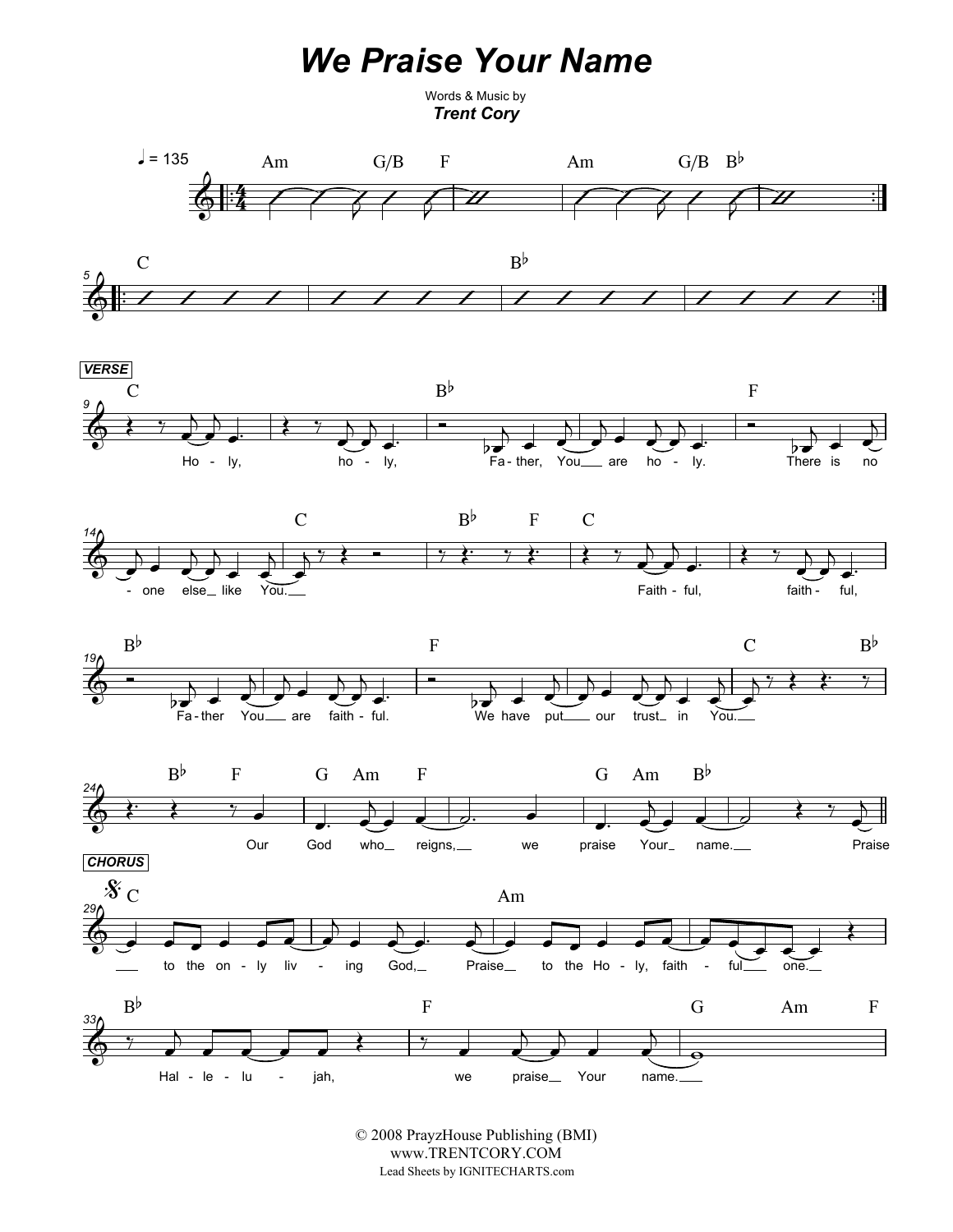# We Praise Your Name

Words & Music by
***Trent Cory***

♩ = 135

Am G/B F | Am G/B B♭

C | B♭

**VERSE**

C — Ho - ly, ho - ly, B♭ — Fa - ther, You are ho - ly. F — There is no - one else like C — You.

B♭ F C — Faith - ful, faith - ful,

B♭ — Fa - ther You are faith - ful. F — We have put our trust in C — You. B♭

B♭ F — Our G — God Am — who F — reigns, we G — praise Am — Your B♭ — name. Praise

**CHORUS**

C — to the on - ly liv - ing God, Am — Praise to the Ho - ly, faith - ful one.

B♭ — Hal - le - lu - jah, F — we praise Your G — name. Am F

© 2008 PrayzHouse Publishing (BMI)
www.TRENTCORY.COM
Lead Sheets by IGNITECHARTS.com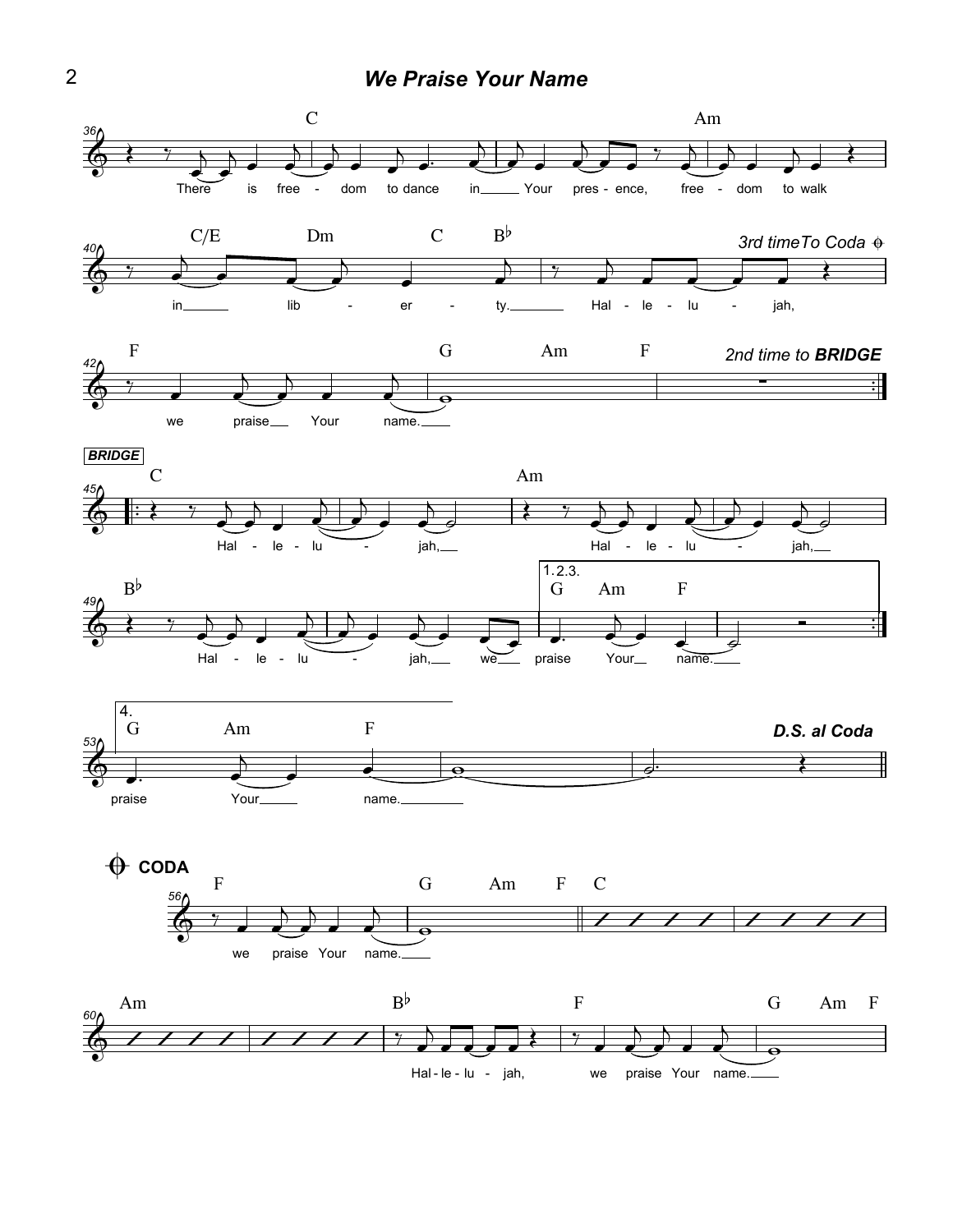**BRIDGE**

**CODA**

**D.S. al Coda**

*3rd time To Coda*

*2nd time to* **BRIDGE**

36 C — Am

There is free - dom to dance in Your pres - ence, free - dom to walk

40 C/E — Dm — C — B♭

in lib - er - ty. Hal - le - lu - jah,

42 F — G — Am — F

we praise Your name.

45 BRIDGE: C — Am

Hal - le - lu - jah, Hal - le - lu - jah,

49 B♭ — 1.2.3. G — Am — F

Hal - le - lu - jah, we praise Your name.

53 4. G — Am — F

praise Your name.

56 CODA: F — G — Am — F — C

we praise Your name.

60 Am — B♭ — F — G — Am — F

Hal - le - lu - jah, we praise Your name.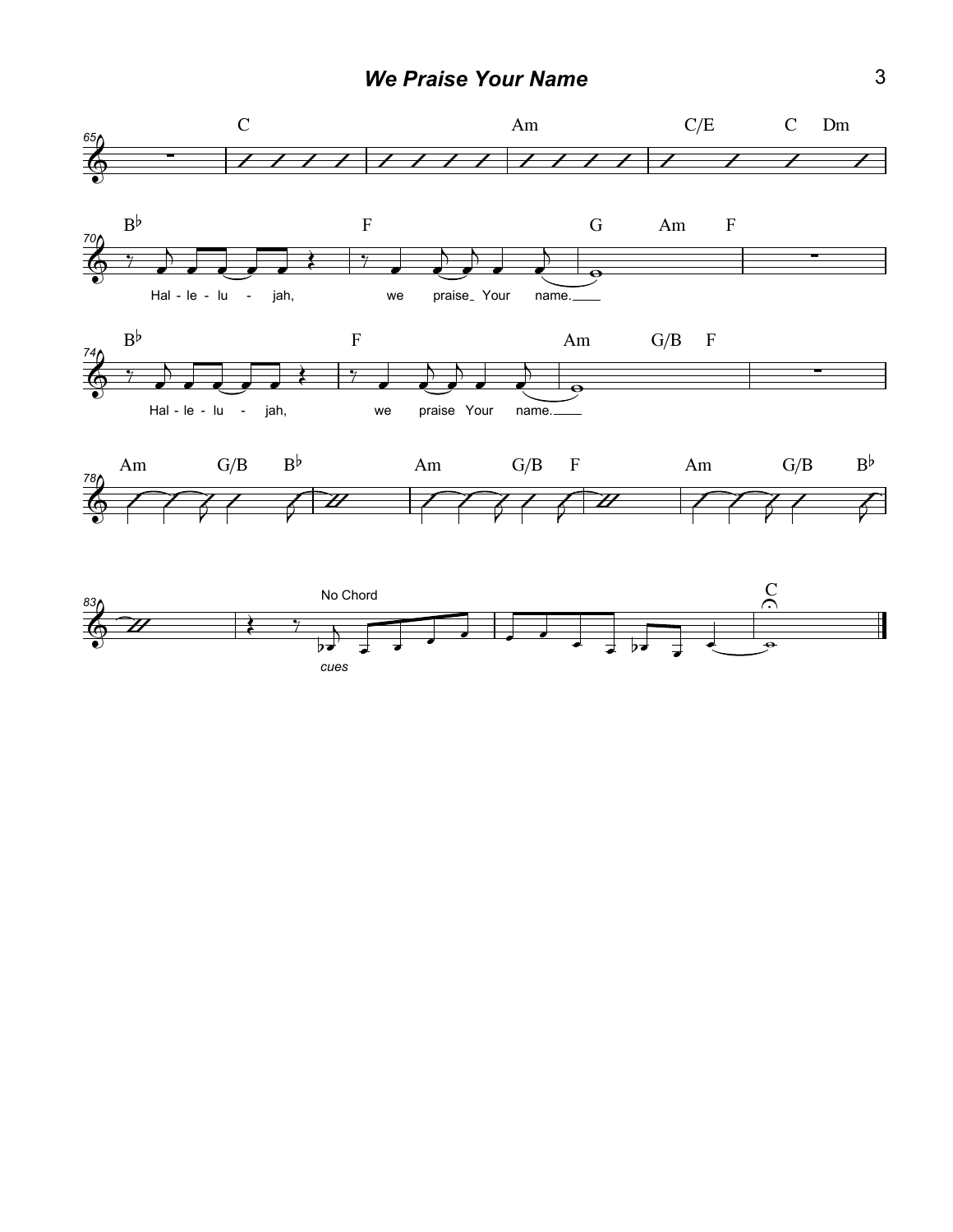## We Praise Your Name

C Am C/E C Dm

B♭ F G Am F

Hal - le - lu - jah, we praise Your name.

B♭ F Am G/B F

Hal - le - lu - jah, we praise Your name.

Am G/B B♭ Am G/B F Am G/B B♭

No Chord

*cues*

C